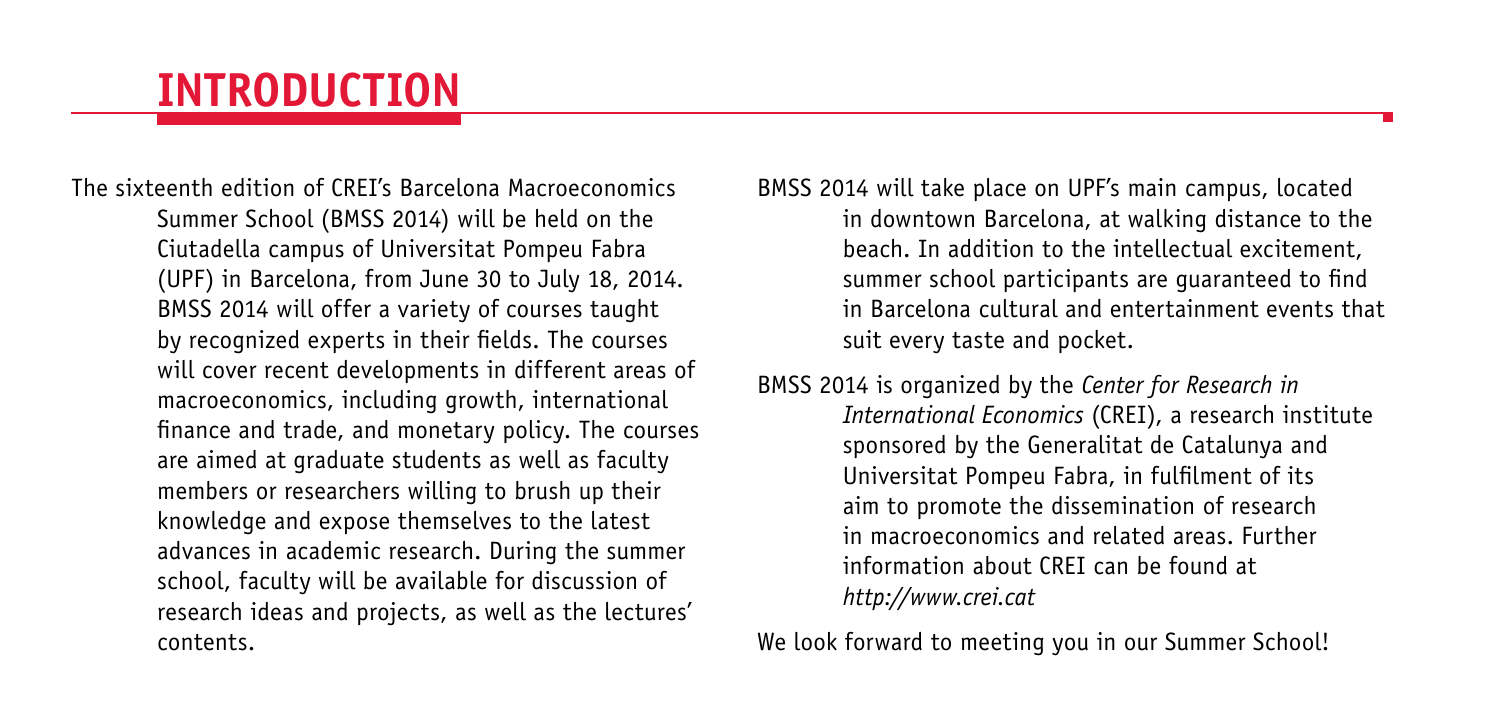# INTRODUCTION

The sixteenth edition of CREI's Barcelona Macroeconomics Summer School (BMSS 2014) will be held on the Ciutadella campus of Universitat Pompeu Fabra (UPF) in Barcelona, from June 30 to July 18, 2014. BMSS 2014 will offer a variety of courses taught by recognized experts in their fields. The courses will cover recent developments in different areas of macroeconomics, including growth, international finance and trade, and monetary policy. The courses are aimed at graduate students as well as faculty members or researchers willing to brush up their knowledge and expose themselves to the latest advances in academic research. During the summer school, faculty will be available for discussion of research ideas and projects, as well as the lectures' contents.

BMSS 2014 will take place on UPF's main campus, located in downtown Barcelona, at walking distance to the beach. In addition to the intellectual excitement, summer school participants are guaranteed to find in Barcelona cultural and entertainment events that suit every taste and pocket.

BMSS 2014 is organized by the *Center for Research in International Economics* (CREI), a research institute sponsored by the Generalitat de Catalunya and Universitat Pompeu Fabra, in fulfilment of its aim to promote the dissemination of research in macroeconomics and related areas. Further information about CREI can be found at *http://www.crei.cat*

We look forward to meeting you in our Summer School!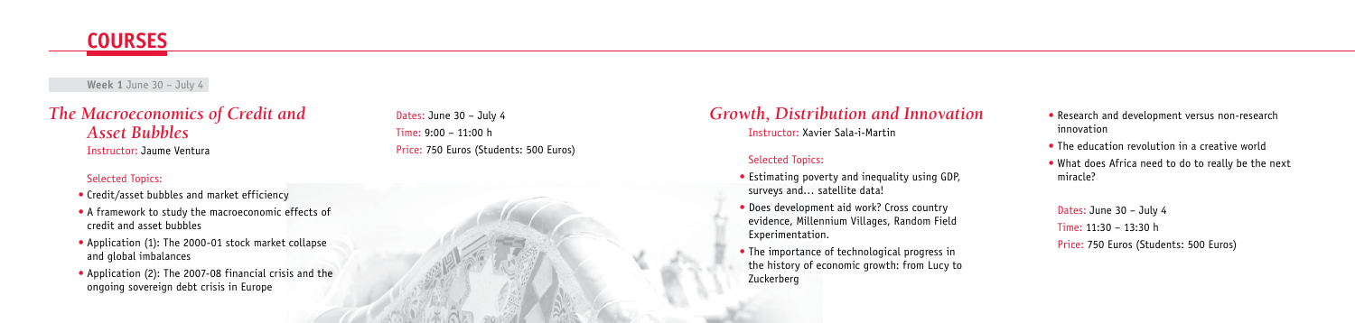# COURSES

**Week 1** June 30 – July 4

## *The Macroeconomics of Credit and Asset Bubbles*

Instructor: Jaume Ventura

### Selected Topics:

- Credit/asset bubbles and market efficiency
- A framework to study the macroeconomic effects of credit and asset bubbles
- Application (1): The 2000-01 stock market collapse and global imbalances
- Application (2): The 2007-08 financial crisis and the ongoing sovereign debt crisis in Europe

Dates: June 30 – July 4
Time: 9:00 – 11:00 h
Price: 750 Euros (Students: 500 Euros)

## *Growth, Distribution and Innovation*

Instructor: Xavier Sala-i-Martin

### Selected Topics:

- Estimating poverty and inequality using GDP, surveys and… satellite data!
- Does development aid work? Cross country evidence, Millennium Villages, Random Field Experimentation.
- The importance of technological progress in the history of economic growth: from Lucy to Zuckerberg
- Research and development versus non-research innovation
- The education revolution in a creative world
- What does Africa need to do to really be the next miracle?

Dates: June 30 – July 4
Time: 11:30 – 13:30 h
Price: 750 Euros (Students: 500 Euros)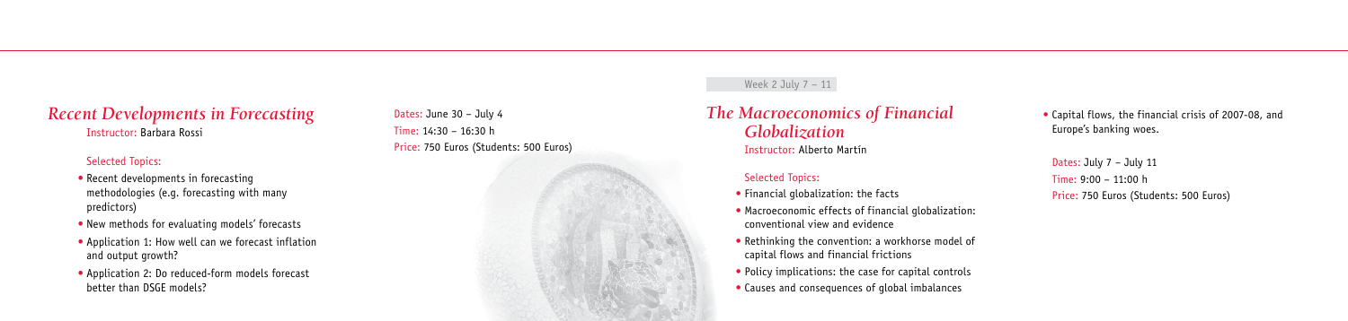## *Recent Developments in Forecasting*

Instructor: Barbara Rossi

Selected Topics:

- Recent developments in forecasting methodologies (e.g. forecasting with many predictors)
- New methods for evaluating models' forecasts
- Application 1: How well can we forecast inflation and output growth?
- Application 2: Do reduced-form models forecast better than DSGE models?

Dates: June 30 – July 4
Time: 14:30 – 16:30 h
Price: 750 Euros (Students: 500 Euros)

Week 2 July 7 – 11

## *The Macroeconomics of Financial Globalization*

Instructor: Alberto Martín

Selected Topics:

- Financial globalization: the facts
- Macroeconomic effects of financial globalization: conventional view and evidence
- Rethinking the convention: a workhorse model of capital flows and financial frictions
- Policy implications: the case for capital controls
- Causes and consequences of global imbalances
- Capital flows, the financial crisis of 2007-08, and Europe's banking woes.

Dates: July 7 – July 11
Time: 9:00 – 11:00 h
Price: 750 Euros (Students: 500 Euros)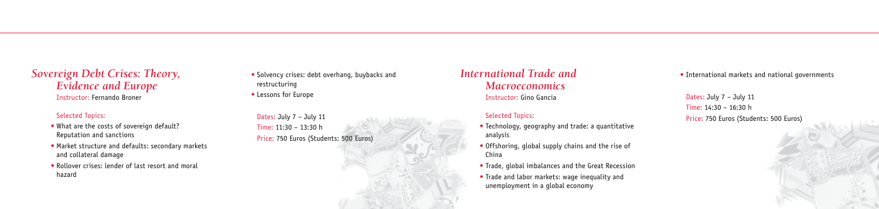## *Sovereign Debt Crises: Theory, Evidence and Europe*

Instructor: Fernando Broner

Selected Topics:

- What are the costs of sovereign default? Reputation and sanctions
- Market structure and defaults: secondary markets and collateral damage
- Rollover crises: lender of last resort and moral hazard
- Solvency crises: debt overhang, buybacks and restructuring
- Lessons for Europe

Dates: July 7 – July 11
Time: 11:30 – 13:30 h
Price: 750 Euros (Students: 500 Euros)

## *International Trade and Macroeconomics*

Instructor: Gino Gancia

Selected Topics:

- Technology, geography and trade: a quantitative analysis
- Offshoring, global supply chains and the rise of China
- Trade, global imbalances and the Great Recession
- Trade and labor markets: wage inequality and unemployment in a global economy
- International markets and national governments

Dates: July 7 – July 11
Time: 14:30 – 16:30 h
Price: 750 Euros (Students: 500 Euros)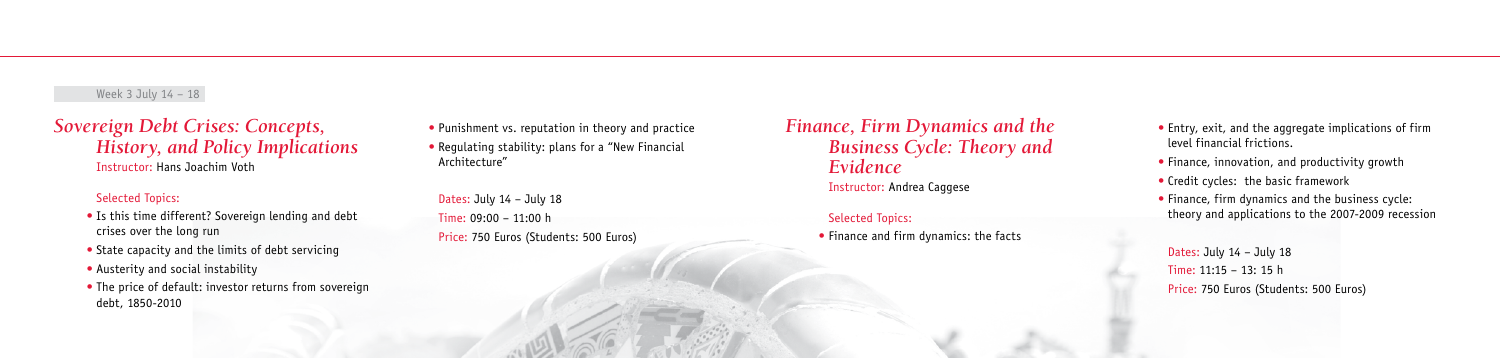Week 3 July 14 – 18

## *Sovereign Debt Crises: Concepts, History, and Policy Implications*

Instructor: Hans Joachim Voth

Selected Topics:

- Is this time different? Sovereign lending and debt crises over the long run
- State capacity and the limits of debt servicing
- Austerity and social instability
- The price of default: investor returns from sovereign debt, 1850-2010
- Punishment vs. reputation in theory and practice
- Regulating stability: plans for a "New Financial Architecture"

Dates: July 14 – July 18

Time: 09:00 – 11:00 h

Price: 750 Euros (Students: 500 Euros)

## *Finance, Firm Dynamics and the Business Cycle: Theory and Evidence*

Instructor: Andrea Caggese

Selected Topics:

- Finance and firm dynamics: the facts
- Entry, exit, and the aggregate implications of firm level financial frictions.
- Finance, innovation, and productivity growth
- Credit cycles: the basic framework
- Finance, firm dynamics and the business cycle: theory and applications to the 2007-2009 recession

Dates: July 14 – July 18

Time: 11:15 – 13: 15 h

Price: 750 Euros (Students: 500 Euros)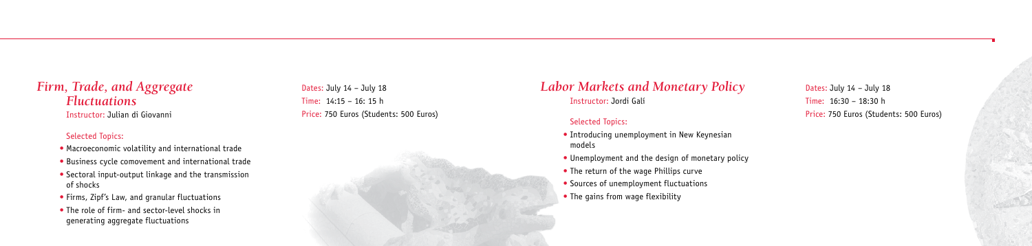## *Firm, Trade, and Aggregate Fluctuations*

Instructor: Julian di Giovanni

Dates: July 14 – July 18
Time: 14:15 – 16: 15 h
Price: 750 Euros (Students: 500 Euros)

Selected Topics:

- Macroeconomic volatility and international trade
- Business cycle comovement and international trade
- Sectoral input-output linkage and the transmission of shocks
- Firms, Zipf's Law, and granular fluctuations
- The role of firm- and sector-level shocks in generating aggregate fluctuations

## *Labor Markets and Monetary Policy*

Instructor: Jordi Galí

Dates: July 14 – July 18
Time: 16:30 – 18:30 h
Price: 750 Euros (Students: 500 Euros)

Selected Topics:

- Introducing unemployment in New Keynesian models
- Unemployment and the design of monetary policy
- The return of the wage Phillips curve
- Sources of unemployment fluctuations
- The gains from wage flexibility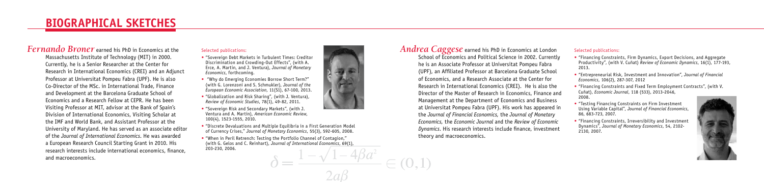# BIOGRAPHICAL SKETCHES

***Fernando Broner*** earned his PhD in Economics at the Massachusetts Institute of Technology (MIT) in 2000. Currently, he is a Senior Researcher at the Center for Research in International Economics (CREI) and an Adjunct Professor at Universitat Pompeu Fabra (UPF). He is also Co-Director of the MSc. in International Trade, Finance and Development at the Barcelona Graduate School of Economics and a Research Fellow at CEPR. He has been Visiting Professor at MIT, advisor at the Bank of Spain's Division of International Economics, Visiting Scholar at the IMF and World Bank, and Assistant Professor at the University of Maryland. He has served as an associate editor of the *Journal of International Economics*. He was awarded a European Research Council Starting Grant in 2010. His research interests include international economics, finance, and macroeconomics.

Selected publications:

- "Sovereign Debt Markets in Turbulent Times: Creditor Discrimination and Crowding-Out Effects", (with A. Erce, A. Martin, and J. Ventura), *Journal of Monetary Economics*, forthcoming.
- "Why do Emerging Economies Borrow Short Term?" (with G. Lorenzoni and S. Schmukler), *Journal of the European Economic Association*, 11(S1), 67-100, 2013.
- "Globalization and Risk Sharing", (with J. Ventura), *Review of Economic Studies*, 78(1), 49-82, 2011.
- "Sovereign Risk and Secondary Markets", (with J. Ventura and A. Martin), *American Economic Review*, 100(4), 1523-1555, 2010.
- "Discrete Devaluations and Multiple Equilibria in a First Generation Model of Currency Crises," *Journal of Monetary Economics*, 55(3), 592-605, 2008.
- "When in Peril Retrench: Testing the Portfolio Channel of Contagion," (with G. Gelos and C. Reinhart), *Journal of International Economics*, 69(1), 203-230, 2006.

$$\delta = \frac{1-\sqrt{1-4\beta a^2}}{2a\beta} \in (0,1)$$

***Andrea Caggese*** earned his PhD in Economics at London School of Economics and Political Science in 2002. Currently he is an Associate Professor at Universitat Pompeu Fabra (UPF), an Affiliated Professor at Barcelona Graduate School of Economics, and a Research Associate at the Center for Research in International Economics (CREI). He is also the Director of the Master of Research in Economics, Finance and Management at the Department of Economics and Business at Universitat Pompeu Fabra (UPF). His work has appeared in the *Journal of Financial Economics*, the *Journal of Monetary Economics*, the *Economic Journal* and the *Review of Economic Dynamics*. His research interests include finance, investment theory and macroeconomics.

Selected publications:

- "Financing Constraints, Firm Dynamics, Export Decisions, and Aggregate Productivity", (with V. Cuñat) *Review of Economic Dynamics*, 16(1), 177-193, 2013.
- "Entrepreneurial Risk, Investment and Innovation", *Journal of Financial Economics*, 106(2), 287-307, 2012
- "Financing Constraints and Fixed Term Employment Contracts", (with V. Cuñat), *Economic Journal*, 118 (533), 2013-2046, 2008.
- "Testing Financing Constraints on Firm Investment Using Variable Capital", *Journal of Financial Economics*, 86, 683-723, 2007.
- "Financing Constraints, Irreversibility and Investment Dynamics", *Journal of Monetary Economics*, 54, 2102-2130, 2007.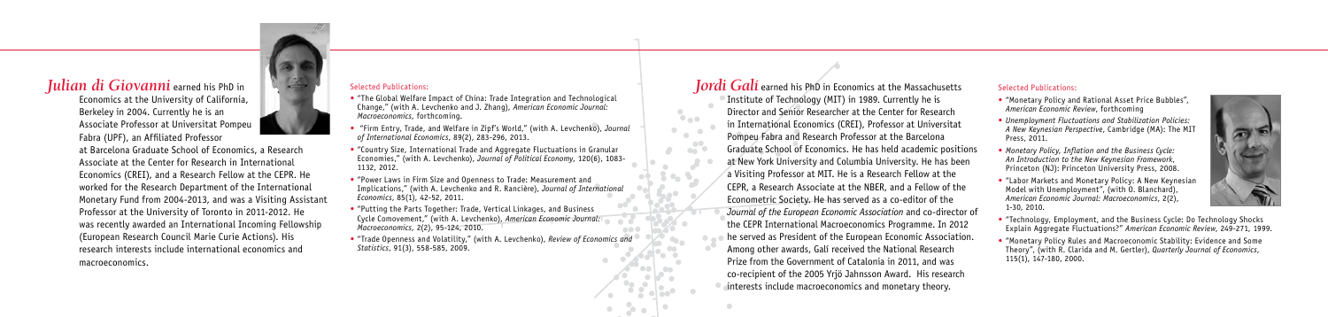*Julian di Giovanni* earned his PhD in Economics at the University of California, Berkeley in 2004. Currently he is an Associate Professor at Universitat Pompeu Fabra (UPF), an Affiliated Professor at Barcelona Graduate School of Economics, a Research Associate at the Center for Research in International Economics (CREI), and a Research Fellow at the CEPR. He worked for the Research Department of the International Monetary Fund from 2004-2013, and was a Visiting Assistant Professor at the University of Toronto in 2011-2012. He was recently awarded an International Incoming Fellowship (European Research Council Marie Curie Actions). His research interests include international economics and macroeconomics.

Selected Publications:

- "The Global Welfare Impact of China: Trade Integration and Technological Change," (with A. Levchenko and J. Zhang), *American Economic Journal: Macroeconomics,* forthcoming.
- "Firm Entry, Trade, and Welfare in Zipf's World," (with A. Levchenko), *Journal of International Economics*, 89(2), 283-296, 2013.
- "Country Size, International Trade and Aggregate Fluctuations in Granular Economies," (with A. Levchenko), *Journal of Political Economy,* 120(6), 1083-1132, 2012.
- "Power Laws in Firm Size and Openness to Trade: Measurement and Implications," (with A. Levchenko and R. Rancière), *Journal of International Economics*, 85(1), 42-52, 2011.
- "Putting the Parts Together: Trade, Vertical Linkages, and Business Cycle Comovement," (with A. Levchenko), *American Economic Journal: Macroeconomics*, 2(2), 95-124, 2010.
- "Trade Openness and Volatility," (with A. Levchenko), *Review of Economics and Statistics*, 91(3), 558-585, 2009.

*Jordi Galí* earned his PhD in Economics at the Massachusetts Institute of Technology (MIT) in 1989. Currently he is Director and Senior Researcher at the Center for Research in International Economics (CREI), Professor at Universitat Pompeu Fabra and Research Professor at the Barcelona Graduate School of Economics. He has held academic positions at New York University and Columbia University. He has been a Visiting Professor at MIT. He is a Research Fellow at the CEPR, a Research Associate at the NBER, and a Fellow of the Econometric Society. He has served as a co-editor of the *Journal of the European Economic Association* and co-director of the CEPR International Macroeconomics Programme. In 2012 he served as President of the European Economic Association. Among other awards, Galí received the National Research Prize from the Government of Catalonia in 2011, and was co-recipient of the 2005 Yrjö Jahnsson Award. His research interests include macroeconomics and monetary theory.

Selected Publications:

- "Monetary Policy and Rational Asset Price Bubbles", *American Economic Review*, forthcoming
- *Unemployment Fluctuations and Stabilization Policies: A New Keynesian Perspective*, Cambridge (MA): The MIT Press, 2011.
- *Monetary Policy, Inflation and the Business Cycle: An Introduction to the New Keynesian Framework*, Princeton (NJ): Princeton University Press, 2008.
- "Labor Markets and Monetary Policy: A New Keynesian Model with Unemployment", (with O. Blanchard), *American Economic Journal: Macroeconomics*, 2(2), 1-30, 2010.
- "Technology, Employment, and the Business Cycle: Do Technology Shocks Explain Aggregate Fluctuations?" *American Economic Review*, 249-271, 1999.
- "Monetary Policy Rules and Macroeconomic Stability: Evidence and Some Theory", (with R. Clarida and M. Gertler), *Quarterly Journal of Economics*, 115(1), 147-180, 2000.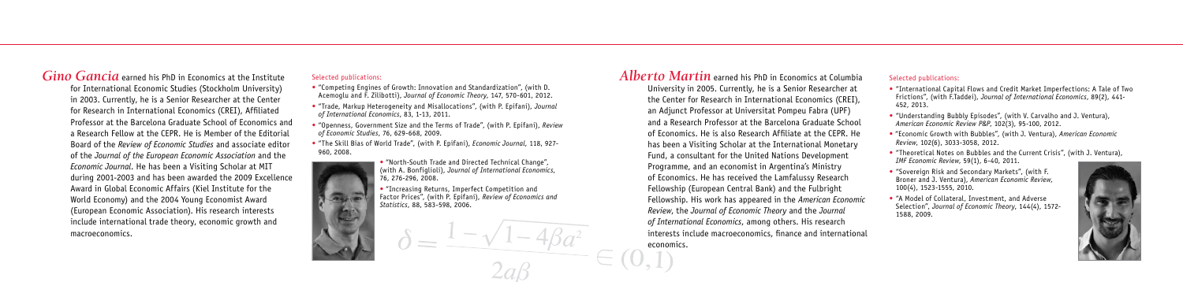## *Gino Gancia*

*Gino Gancia* earned his PhD in Economics at the Institute for International Economic Studies (Stockholm University) in 2003. Currently, he is a Senior Researcher at the Center for Research in International Economics (CREI), Affiliated Professor at the Barcelona Graduate School of Economics and a Research Fellow at the CEPR. He is Member of the Editorial Board of the *Review of Economic Studies* and associate editor of the *Journal of the European Economic Association* and the *Economic Journal*. He has been a Visiting Scholar at MIT during 2001-2003 and has been awarded the 2009 Excellence Award in Global Economic Affairs (Kiel Institute for the World Economy) and the 2004 Young Economist Award (European Economic Association). His research interests include international trade theory, economic growth and macroeconomics.

Selected publications:

- "Competing Engines of Growth: Innovation and Standardization", (with D. Acemoglu and F. Zilibotti), *Journal of Economic Theory*, 147, 570-601, 2012.
- "Trade, Markup Heterogeneity and Misallocations", (with P. Epifani), *Journal of International Economics*, 83, 1-13, 2011.
- "Openness, Government Size and the Terms of Trade", (with P. Epifani), *Review of Economic Studies*, 76, 629-668, 2009.
- "The Skill Bias of World Trade", (with P. Epifani), *Economic Journal*, 118, 927-960, 2008.
- "North-South Trade and Directed Technical Change", (with A. Bonfiglioli), *Journal of International Economics*, 76, 276-296, 2008.
- "Increasing Returns, Imperfect Competition and Factor Prices", (with P. Epifani), *Review of Economics and Statistics*, 88, 583-598, 2006.

$$\delta = \frac{1-\sqrt{1-4\beta a^2}}{2a\beta} \in (0,1)$$

## *Alberto Martin*

*Alberto Martin* earned his PhD in Economics at Columbia University in 2005. Currently, he is a Senior Researcher at the Center for Research in International Economics (CREI), an Adjunct Professor at Universitat Pompeu Fabra (UPF) and a Research Professor at the Barcelona Graduate School of Economics. He is also Research Affiliate at the CEPR. He has been a Visiting Scholar at the International Monetary Fund, a consultant for the United Nations Development Programme, and an economist in Argentina's Ministry of Economics. He received the Lamfalussy Research Fellowship (European Central Bank) and the Fulbright Fellowship. His work has appeared in the *American Economic Review*, the *Journal of Economic Theory* and the *Journal of International Economics*, among others. His research interests include macroeconomics, finance and international economics.

Selected publications:

- "International Capital Flows and Credit Market Imperfections: A Tale of Two Frictions", (with F.Taddei), *Journal of International Economics*, 89(2), 441-452, 2013.
- "Understanding Bubbly Episodes", (with V. Carvalho and J. Ventura), *American Economic Review P&P*, 102(3), 95-100, 2012.
- "Economic Growth with Bubbles", (with J. Ventura), *American Economic Review*, 102(6), 3033-3058, 2012.
- "Theoretical Notes on Bubbles and the Current Crisis", (with J. Ventura), *IMF Economic Review*, 59(1), 6-40, 2011.
- "Sovereign Risk and Secondary Markets", (with F. Broner and J. Ventura), *American Economic Review*, 100(4), 1523-1555, 2010.
- "A Model of Collateral, Investment, and Adverse Selection", *Journal of Economic Theory*, 144(4), 1572-1588, 2009.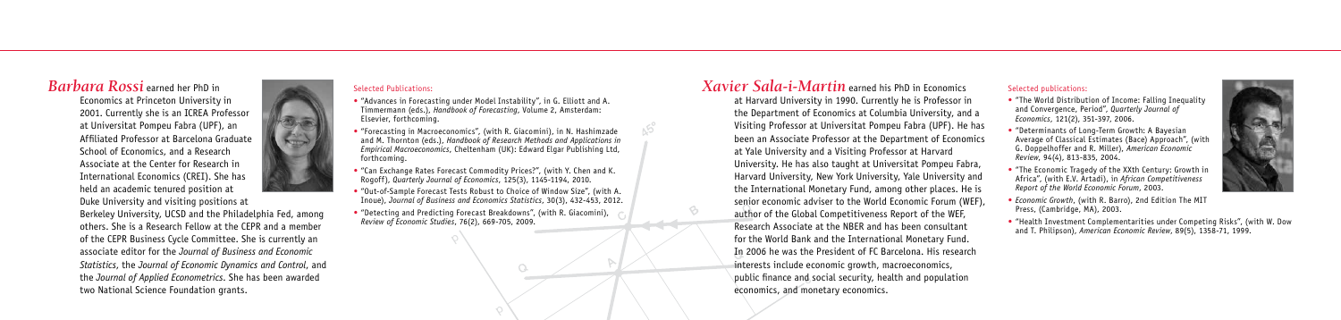## *Barbara Rossi* earned her PhD in Economics at Princeton University in 2001.

Currently she is an ICREA Professor at Universitat Pompeu Fabra (UPF), an Affiliated Professor at Barcelona Graduate School of Economics, and a Research Associate at the Center for Research in International Economics (CREI). She has held an academic tenured position at Duke University and visiting positions at Berkeley University, UCSD and the Philadelphia Fed, among others. She is a Research Fellow at the CEPR and a member of the CEPR Business Cycle Committee. She is currently an associate editor for the *Journal of Business and Economic Statistics*, the *Journal of Economic Dynamics and Control*, and the *Journal of Applied Econometrics*. She has been awarded two National Science Foundation grants.

Selected Publications:

- "Advances in Forecasting under Model Instability", in G. Elliott and A. Timmermann (eds.), *Handbook of Forecasting*, Volume 2, Amsterdam: Elsevier, forthcoming.
- "Forecasting in Macroeconomics", (with R. Giacomini), in N. Hashimzade and M. Thornton (eds.), *Handbook of Research Methods and Applications in Empirical Macroeconomics*, Cheltenham (UK): Edward Elgar Publishing Ltd, forthcoming.
- "Can Exchange Rates Forecast Commodity Prices?", (with Y. Chen and K. Rogoff), *Quarterly Journal of Economics*, 125(3), 1145-1194, 2010.
- "Out-of-Sample Forecast Tests Robust to Choice of Window Size", (with A. Inoue), *Journal of Business and Economics Statistics*, 30(3), 432-453, 2012.
- "Detecting and Predicting Forecast Breakdowns", (with R. Giacomini), *Review of Economic Studies*, 76(2), 669-705, 2009.

## *Xavier Sala-i-Martin* earned his PhD in Economics at Harvard University in 1990.

Currently he is Professor in the Department of Economics at Columbia University, and a Visiting Professor at Universitat Pompeu Fabra (UPF). He has been an Associate Professor at the Department of Economics at Yale University and a Visiting Professor at Harvard University. He has also taught at Universitat Pompeu Fabra, Harvard University, New York University, Yale University and the International Monetary Fund, among other places. He is senior economic adviser to the World Economic Forum (WEF), author of the Global Competitiveness Report of the WEF, Research Associate at the NBER and has been consultant for the World Bank and the International Monetary Fund. In 2006 he was the President of FC Barcelona. His research interests include economic growth, macroeconomics, public finance and social security, health and population economics, and monetary economics.

Selected publications:

- "The World Distribution of Income: Falling Inequality and Convergence, Period", *Quarterly Journal of Economics*, 121(2), 351-397, 2006.
- "Determinants of Long-Term Growth: A Bayesian Average of Classical Estimates (Bace) Approach", (with G. Doppelhoffer and R. Miller), *American Economic Review*, 94(4), 813-835, 2004.
- "The Economic Tragedy of the XXth Century: Growth in Africa", (with E.V. Artadi), in *African Competitiveness Report of the World Economic Forum*, 2003.
- *Economic Growth*, (with R. Barro), 2nd Edition The MIT Press, (Cambridge, MA), 2003.
- "Health Investment Complementarities under Competing Risks", (with W. Dow and T. Philipson), *American Economic Review*, 89(5), 1358-71, 1999.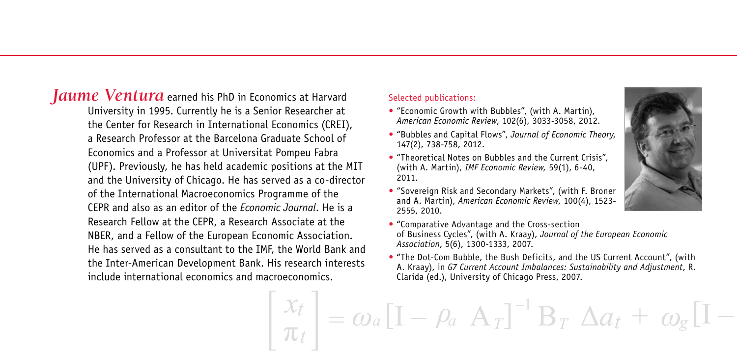*Jaume Ventura* earned his PhD in Economics at Harvard University in 1995. Currently he is a Senior Researcher at the Center for Research in International Economics (CREI), a Research Professor at the Barcelona Graduate School of Economics and a Professor at Universitat Pompeu Fabra (UPF). Previously, he has held academic positions at the MIT and the University of Chicago. He has served as a co-director of the International Macroeconomics Programme of the CEPR and also as an editor of the *Economic Journal*. He is a Research Fellow at the CEPR, a Research Associate at the NBER, and a Fellow of the European Economic Association. He has served as a consultant to the IMF, the World Bank and the Inter-American Development Bank. His research interests include international economics and macroeconomics.

Selected publications:

- "Economic Growth with Bubbles", (with A. Martin), *American Economic Review*, 102(6), 3033-3058, 2012.
- "Bubbles and Capital Flows", *Journal of Economic Theory*, 147(2), 738-758, 2012.
- "Theoretical Notes on Bubbles and the Current Crisis", (with A. Martin), *IMF Economic Review*, 59(1), 6-40, 2011.
- "Sovereign Risk and Secondary Markets", (with F. Broner and A. Martin), *American Economic Review*, 100(4), 1523-2555, 2010.
- "Comparative Advantage and the Cross-section of Business Cycles", (with A. Kraay), *Journal of the European Economic Association*, 5(6), 1300-1333, 2007.
- "The Dot-Com Bubble, the Bush Deficits, and the US Current Account", (with A. Kraay), in *G7 Current Account Imbalances: Sustainability and Adjustment*, R. Clarida (ed.), University of Chicago Press, 2007.

$$\begin{bmatrix} x_t \\ \pi_t \end{bmatrix} = \omega_a [\mathrm{I} - \rho_a \ \mathrm{A}_T]^{-1} \mathrm{B}_T \ \Delta a_t + \omega_g [\mathrm{I} -$$